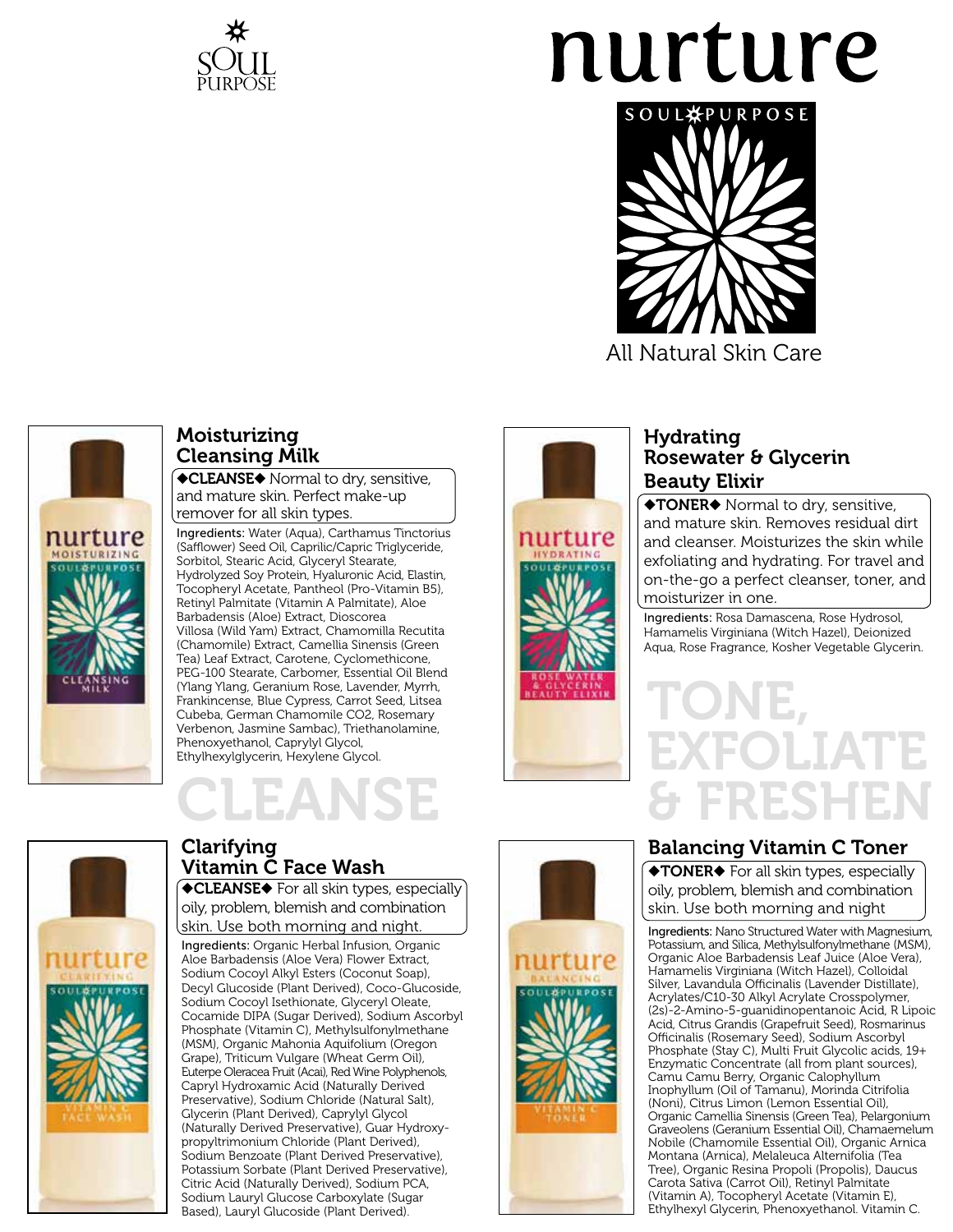# nurture

SOUL PURPOSE

All Natural Skin Care

# CLEANSE

## Moisturizing Cleansing Milk

◆**CLEANSE**◆ Normal to dry, sensitive, and mature skin. Perfect make-up remover for all skin types.

**Ingredients:** Water (Aqua), Carthamus Tinctorius (Safflower) Seed Oil, Caprilic/Capric Triglyceride, Sorbitol, Stearic Acid, Glyceryl Stearate, Hydrolyzed Soy Protein, Hyaluronic Acid, Elastin, Tocopheryl Acetate, Pantheol (Pro-Vitamin B5), Retinyl Palmitate (Vitamin A Palmitate), Aloe Barbadensis (Aloe) Extract, Dioscorea Villosa (Wild Yam) Extract, Chamomilla Recutita (Chamomile) Extract, Camellia Sinensis (Green Tea) Leaf Extract, Carotene, Cyclomethicone, PEG-100 Stearate, Carbomer, Essential Oil Blend (Ylang Ylang, Geranium Rose, Lavender, Myrrh, Frankincense, Blue Cypress, Carrot Seed, Litsea Cubeba, German Chamomile CO2, Rosemary Verbenon, Jasmine Sambac), Triethanolamine, Phenoxyethanol, Caprylyl Glycol, Ethylhexylglycerin, Hexylene Glycol.

## Clarifying Vitamin C Face Wash

◆**CLEANSE**◆ For all skin types, especially oily, problem, blemish and combination skin. Use both morning and night.

**Ingredients:** Organic Herbal Infusion, Organic Aloe Barbadensis (Aloe Vera) Flower Extract, Sodium Cocoyl Alkyl Esters (Coconut Soap), Decyl Glucoside (Plant Derived), Coco-Glucoside, Sodium Cocoyl Isethionate, Glyceryl Oleate, Cocamide DIPA (Sugar Derived), Sodium Ascorbyl Phosphate (Vitamin C), Methylsulfonylmethane (MSM), Organic Mahonia Aquifolium (Oregon Grape), Triticum Vulgare (Wheat Germ Oil), Euterpe Oleracea Fruit (Acai), Red Wine Polyphenols, Capryl Hydroxamic Acid (Naturally Derived Preservative), Sodium Chloride (Natural Salt), Glycerin (Plant Derived), Caprylyl Glycol (Naturally Derived Preservative), Guar Hydroxypropyltrimonium Chloride (Plant Derived), Sodium Benzoate (Plant Derived Preservative), Potassium Sorbate (Plant Derived Preservative), Citric Acid (Naturally Derived), Sodium PCA, Sodium Lauryl Glucose Carboxylate (Sugar Based), Lauryl Glucoside (Plant Derived).

# TONE, EXFOLIATE & FRESHEN

## Hydrating Rosewater & Glycerin Beauty Elixir

◆**TONER**◆ Normal to dry, sensitive, and mature skin. Removes residual dirt and cleanser. Moisturizes the skin while exfoliating and hydrating. For travel and on-the-go a perfect cleanser, toner, and moisturizer in one.

**Ingredients:** Rosa Damascena, Rose Hydrosol, Hamamelis Virginiana (Witch Hazel), Deionized Aqua, Rose Fragrance, Kosher Vegetable Glycerin.

## Balancing Vitamin C Toner

◆**TONER**◆ For all skin types, especially oily, problem, blemish and combination skin. Use both morning and night

**Ingredients:** Nano Structured Water with Magnesium, Potassium, and Silica, Methylsulfonylmethane (MSM), Organic Aloe Barbadensis Leaf Juice (Aloe Vera), Hamamelis Virginiana (Witch Hazel), Colloidal Silver, Lavandula Officinalis (Lavender Distillate), Acrylates/C10-30 Alkyl Acrylate Crosspolymer, (2s)-2-Amino-5-guanidinopentanoic Acid, R Lipoic Acid, Citrus Grandis (Grapefruit Seed), Rosmarinus Officinalis (Rosemary Seed), Sodium Ascorbyl Phosphate (Stay C), Multi Fruit Glycolic acids, 19+ Enzymatic Concentrate (all from plant sources), Camu Camu Berry, Organic Calophyllum Inophyllum (Oil of Tamanu), Morinda Citrifolia (Noni), Citrus Limon (Lemon Essential Oil), Organic Camellia Sinensis (Green Tea), Pelargonium Graveolens (Geranium Essential Oil), Chamaemelum Nobile (Chamomile Essential Oil), Organic Arnica Montana (Arnica), Melaleuca Alternifolia (Tea Tree), Organic Resina Propoli (Propolis), Daucus Carota Sativa (Carrot Oil), Retinyl Palmitate (Vitamin A), Tocopheryl Acetate (Vitamin E), Ethylhexyl Glycerin, Phenoxyethanol. Vitamin C.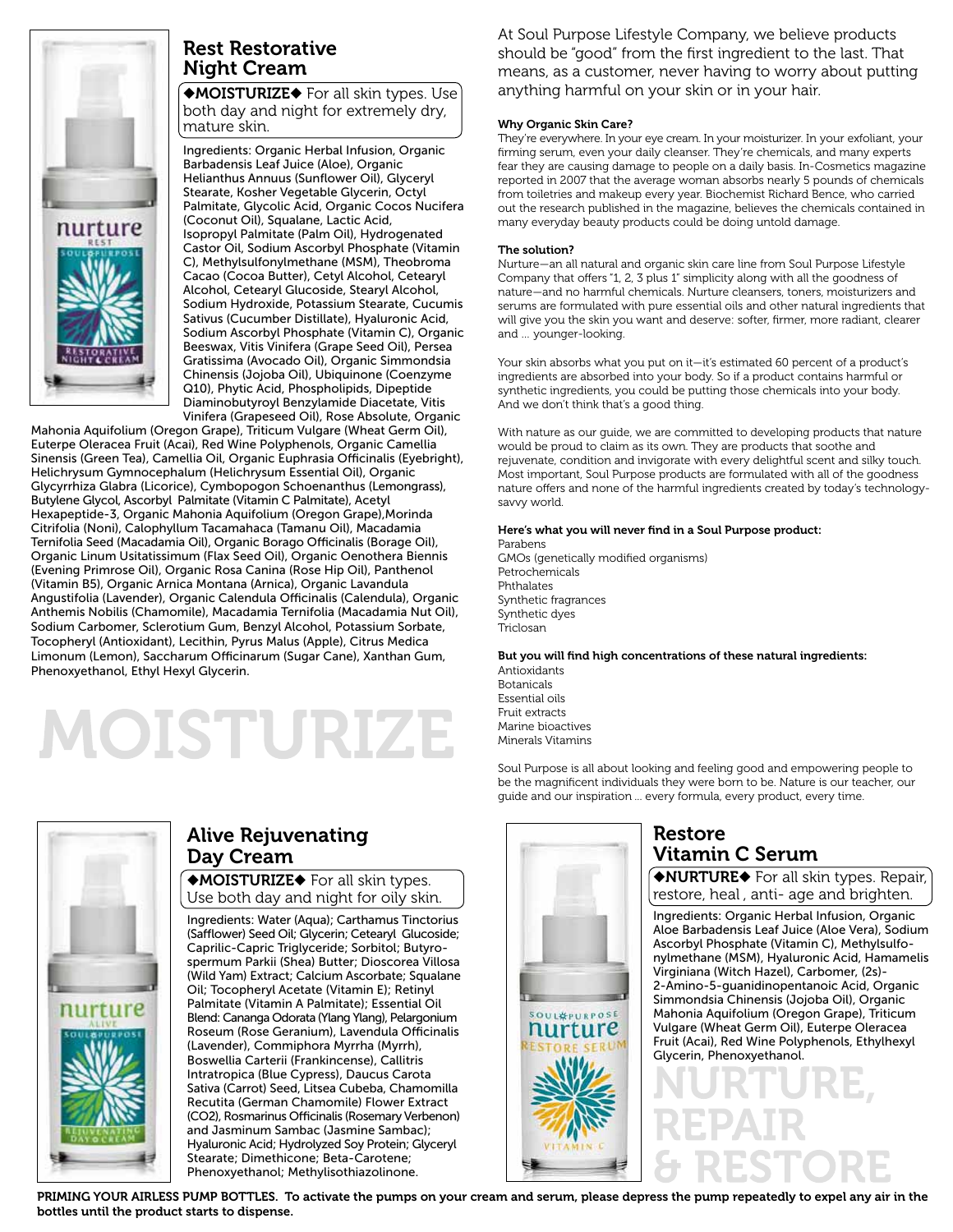## Rest Restorative Night Cream

◆**MOISTURIZE**◆ For all skin types. Use both day and night for extremely dry, mature skin.

Ingredients: Organic Herbal Infusion, Organic Barbadensis Leaf Juice (Aloe), Organic Helianthus Annuus (Sunflower Oil), Glyceryl Stearate, Kosher Vegetable Glycerin, Octyl Palmitate, Glycolic Acid, Organic Cocos Nucifera (Coconut Oil), Squalane, Lactic Acid, Isopropyl Palmitate (Palm Oil), Hydrogenated Castor Oil, Sodium Ascorbyl Phosphate (Vitamin C), Methylsulfonylmethane (MSM), Theobroma Cacao (Cocoa Butter), Cetyl Alcohol, Cetearyl Alcohol, Cetearyl Glucoside, Stearyl Alcohol, Sodium Hydroxide, Potassium Stearate, Cucumis Sativus (Cucumber Distillate), Hyaluronic Acid, Sodium Ascorbyl Phosphate (Vitamin C), Organic Beeswax, Vitis Vinifera (Grape Seed Oil), Persea Gratissima (Avocado Oil), Organic Simmondsia Chinensis (Jojoba Oil), Ubiquinone (Coenzyme Q10), Phytic Acid, Phospholipids, Dipeptide Diaminobutyroyl Benzylamide Diacetate, Vitis Vinifera (Grapeseed Oil), Rose Absolute, Organic Mahonia Aquifolium (Oregon Grape), Triticum Vulgare (Wheat Germ Oil), Euterpe Oleracea Fruit (Acai), Red Wine Polyphenols, Organic Camellia Sinensis (Green Tea), Camellia Oil, Organic Euphrasia Officinalis (Eyebright), Helichrysum Gymnocephalum (Helichrysum Essential Oil), Organic Glycyrrhiza Glabra (Licorice), Cymbopogon Schoenanthus (Lemongrass), Butylene Glycol, Ascorbyl Palmitate (Vitamin C Palmitate), Acetyl Hexapeptide-3, Organic Mahonia Aquifolium (Oregon Grape),Morinda Citrifolia (Noni), Calophyllum Tacamahaca (Tamanu Oil), Macadamia Ternifolia Seed (Macadamia Oil), Organic Borago Officinalis (Borage Oil), Organic Linum Usitatissimum (Flax Seed Oil), Organic Oenothera Biennis (Evening Primrose Oil), Organic Rosa Canina (Rose Hip Oil), Panthenol (Vitamin B5), Organic Arnica Montana (Arnica), Organic Lavandula Angustifolia (Lavender), Organic Calendula Officinalis (Calendula), Organic Anthemis Nobilis (Chamomile), Macadamia Ternifolia (Macadamia Nut Oil), Sodium Carbomer, Sclerotium Gum, Benzyl Alcohol, Potassium Sorbate, Tocopheryl (Antioxidant), Lecithin, Pyrus Malus (Apple), Citrus Medica Limonum (Lemon), Saccharum Officinarum (Sugar Cane), Xanthan Gum, Phenoxyethanol, Ethyl Hexyl Glycerin.

# MOISTURIZE

At Soul Purpose Lifestyle Company, we believe products should be "good" from the first ingredient to the last. That means, as a customer, never having to worry about putting anything harmful on your skin or in your hair.

**Why Organic Skin Care?**

They're everywhere. In your eye cream. In your moisturizer. In your exfoliant, your firming serum, even your daily cleanser. They're chemicals, and many experts fear they are causing damage to people on a daily basis. In-Cosmetics magazine reported in 2007 that the average woman absorbs nearly 5 pounds of chemicals from toiletries and makeup every year. Biochemist Richard Bence, who carried out the research published in the magazine, believes the chemicals contained in many everyday beauty products could be doing untold damage.

**The solution?**

Nurture—an all natural and organic skin care line from Soul Purpose Lifestyle Company that offers "1, 2, 3 plus 1" simplicity along with all the goodness of nature—and no harmful chemicals. Nurture cleansers, toners, moisturizers and serums are formulated with pure essential oils and other natural ingredients that will give you the skin you want and deserve: softer, firmer, more radiant, clearer and … younger-looking.

Your skin absorbs what you put on it—it's estimated 60 percent of a product's ingredients are absorbed into your body. So if a product contains harmful or synthetic ingredients, you could be putting those chemicals into your body. And we don't think that's a good thing.

With nature as our guide, we are committed to developing products that nature would be proud to claim as its own. They are products that soothe and rejuvenate, condition and invigorate with every delightful scent and silky touch. Most important, Soul Purpose products are formulated with all of the goodness nature offers and none of the harmful ingredients created by today's technology-savvy world.

**Here's what you will never find in a Soul Purpose product:**

Parabens
GMOs (genetically modified organisms)
Petrochemicals
Phthalates
Synthetic fragrances
Synthetic dyes
Triclosan

**But you will find high concentrations of these natural ingredients:**

Antioxidants
Botanicals
Essential oils
Fruit extracts
Marine bioactives
Minerals Vitamins

Soul Purpose is all about looking and feeling good and empowering people to be the magnificent individuals they were born to be. Nature is our teacher, our guide and our inspiration … every formula, every product, every time.

## Alive Rejuvenating Day Cream

◆**MOISTURIZE**◆ For all skin types. Use both day and night for oily skin.

Ingredients: Water (Aqua); Carthamus Tinctorius (Safflower) Seed Oil; Glycerin; Cetearyl Glucoside; Caprilic-Capric Triglyceride; Sorbitol; Butyrospermum Parkii (Shea) Butter; Dioscorea Villosa (Wild Yam) Extract; Calcium Ascorbate; Squalane Oil; Tocopheryl Acetate (Vitamin E); Retinyl Palmitate (Vitamin A Palmitate); Essential Oil Blend: Cananga Odorata (Ylang Ylang), Pelargonium Roseum (Rose Geranium), Lavendula Officinalis (Lavender), Commiphora Myrrha (Myrrh), Boswellia Carterii (Frankincense), Callitris Intratropica (Blue Cypress), Daucus Carota Sativa (Carrot) Seed, Litsea Cubeba, Chamomilla Recutita (German Chamomile) Flower Extract (CO2), Rosmarinus Officinalis (Rosemary Verbenon) and Jasminum Sambac (Jasmine Sambac); Hyaluronic Acid; Hydrolyzed Soy Protein; Glyceryl Stearate; Dimethicone; Beta-Carotene; Phenoxyethanol; Methylisothiazolinone.

## Restore Vitamin C Serum

◆**NURTURE**◆ For all skin types. Repair, restore, heal , anti- age and brighten.

Ingredients: Organic Herbal Infusion, Organic Aloe Barbadensis Leaf Juice (Aloe Vera), Sodium Ascorbyl Phosphate (Vitamin C), Methylsulfonylmethane (MSM), Hyaluronic Acid, Hamamelis Virginiana (Witch Hazel), Carbomer, (2s)-2-Amino-5-guanidinopentanoic Acid, Organic Simmondsia Chinensis (Jojoba Oil), Organic Mahonia Aquifolium (Oregon Grape), Triticum Vulgare (Wheat Germ Oil), Euterpe Oleracea Fruit (Acai), Red Wine Polyphenols, Ethylhexyl Glycerin, Phenoxyethanol.

# NURTURE, REPAIR & RESTORE

**PRIMING YOUR AIRLESS PUMP BOTTLES. To activate the pumps on your cream and serum, please depress the pump repeatedly to expel any air in the bottles until the product starts to dispense.**